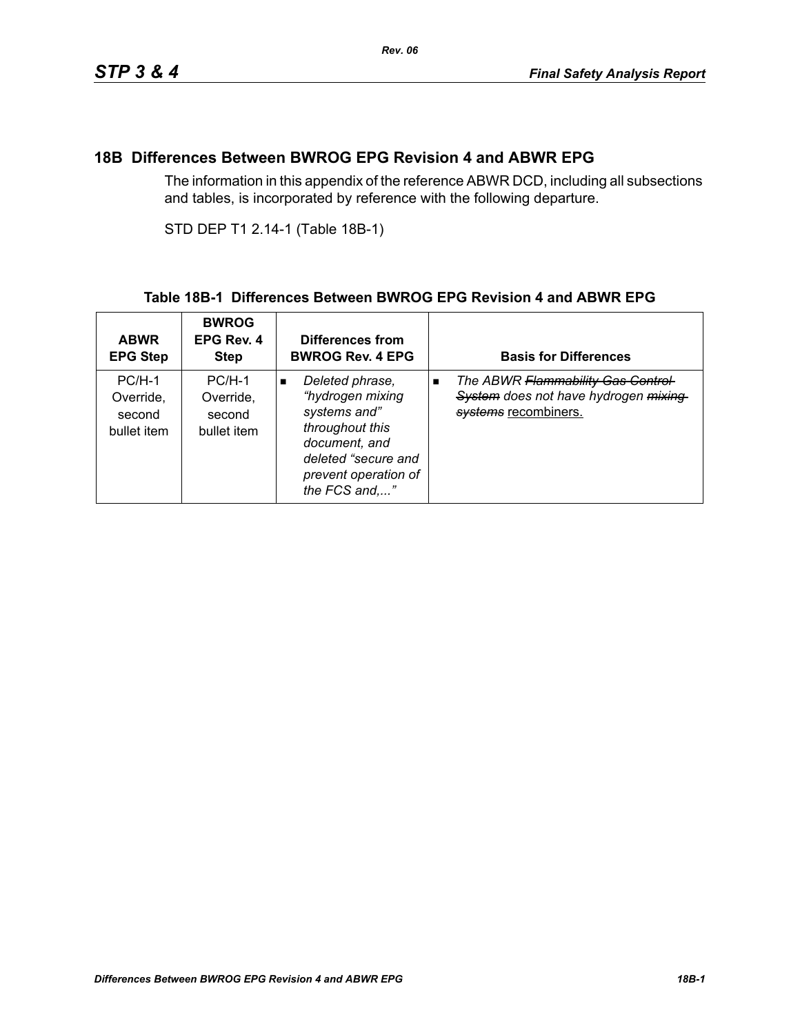## 18B Differences Between BWROG EPG Revision 4 and ABWR EPG

The information in this appendix of the reference ABWR DCD, including all subsections and tables, is incorporated by reference with the following departure.

STD DEP T1 2.14-1 (Table 18B-1)

**Table 18B-1 Differences Between BWROG EPG Revision 4 and ABWR EPG**

| ABWR EPG Step | BWROG EPG Rev. 4 Step | Differences from BWROG Rev. 4 EPG | Basis for Differences |
|---|---|---|---|
| PC/H-1 Override, second bullet item | PC/H-1 Override, second bullet item | ■ *Deleted phrase, "hydrogen mixing systems and" throughout this document, and deleted "secure and prevent operation of the FCS and,..."* | ■ *The ABWR ~~Flammability Gas Control System~~ does not have hydrogen ~~mixing systems~~* recombiners. |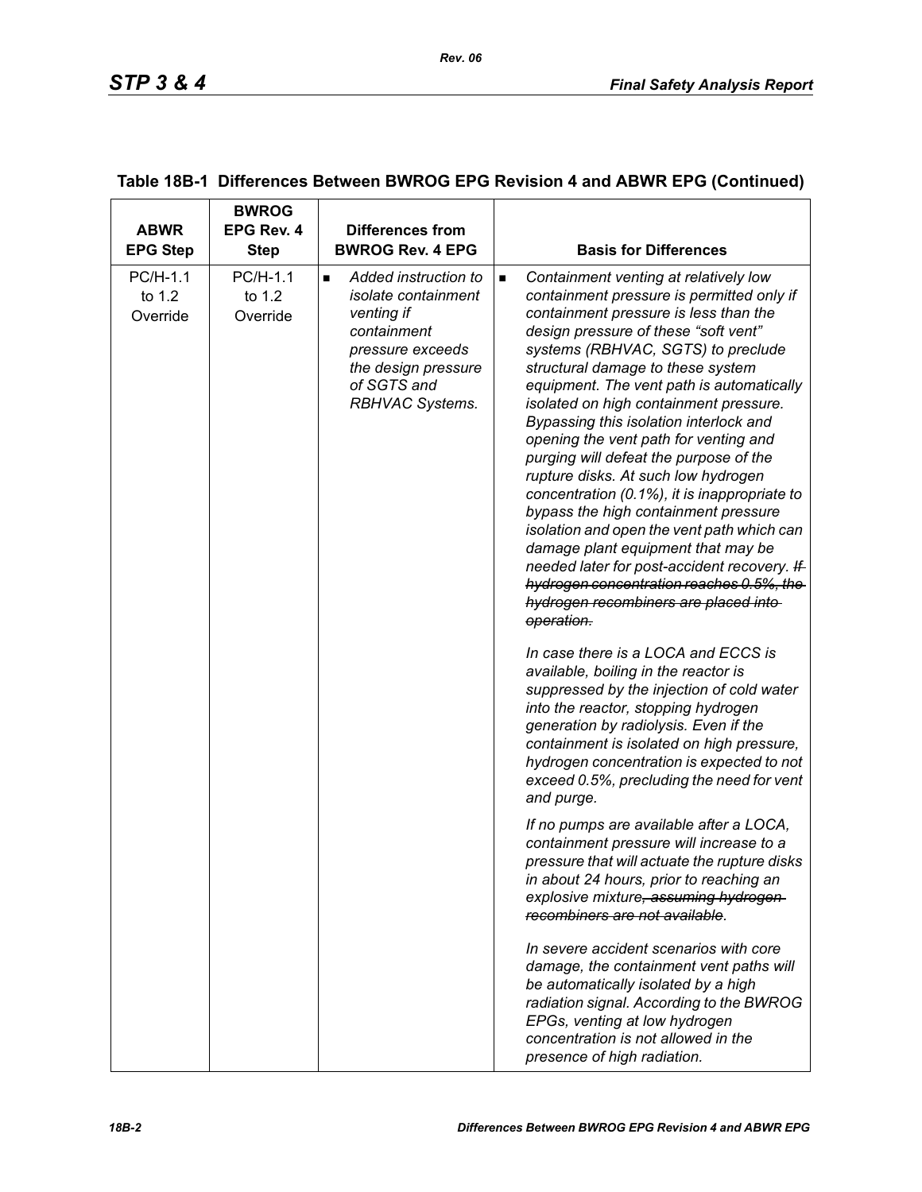## Table 18B-1 Differences Between BWROG EPG Revision 4 and ABWR EPG (Continued)

| ABWR EPG Step | BWROG EPG Rev. 4 Step | Differences from BWROG Rev. 4 EPG | Basis for Differences |
|---|---|---|---|
| PC/H-1.1 to 1.2 Override | PC/H-1.1 to 1.2 Override | ▪ *Added instruction to isolate containment venting if containment pressure exceeds the design pressure of SGTS and RBHVAC Systems.* | ▪ *Containment venting at relatively low containment pressure is permitted only if containment pressure is less than the design pressure of these "soft vent" systems (RBHVAC, SGTS) to preclude structural damage to these system equipment. The vent path is automatically isolated on high containment pressure. Bypassing this isolation interlock and opening the vent path for venting and purging will defeat the purpose of the rupture disks. At such low hydrogen concentration (0.1%), it is inappropriate to bypass the high containment pressure isolation and open the vent path which can damage plant equipment that may be needed later for post-accident recovery. ~~If hydrogen concentration reaches 0.5%, the hydrogen recombiners are placed into operation.~~*<br><br>*In case there is a LOCA and ECCS is available, boiling in the reactor is suppressed by the injection of cold water into the reactor, stopping hydrogen generation by radiolysis. Even if the containment is isolated on high pressure, hydrogen concentration is expected to not exceed 0.5%, precluding the need for vent and purge.*<br><br>*If no pumps are available after a LOCA, containment pressure will increase to a pressure that will actuate the rupture disks in about 24 hours, prior to reaching an explosive mixture~~, assuming hydrogen recombiners are not available~~.*<br><br>*In severe accident scenarios with core damage, the containment vent paths will be automatically isolated by a high radiation signal. According to the BWROG EPGs, venting at low hydrogen concentration is not allowed in the presence of high radiation.* |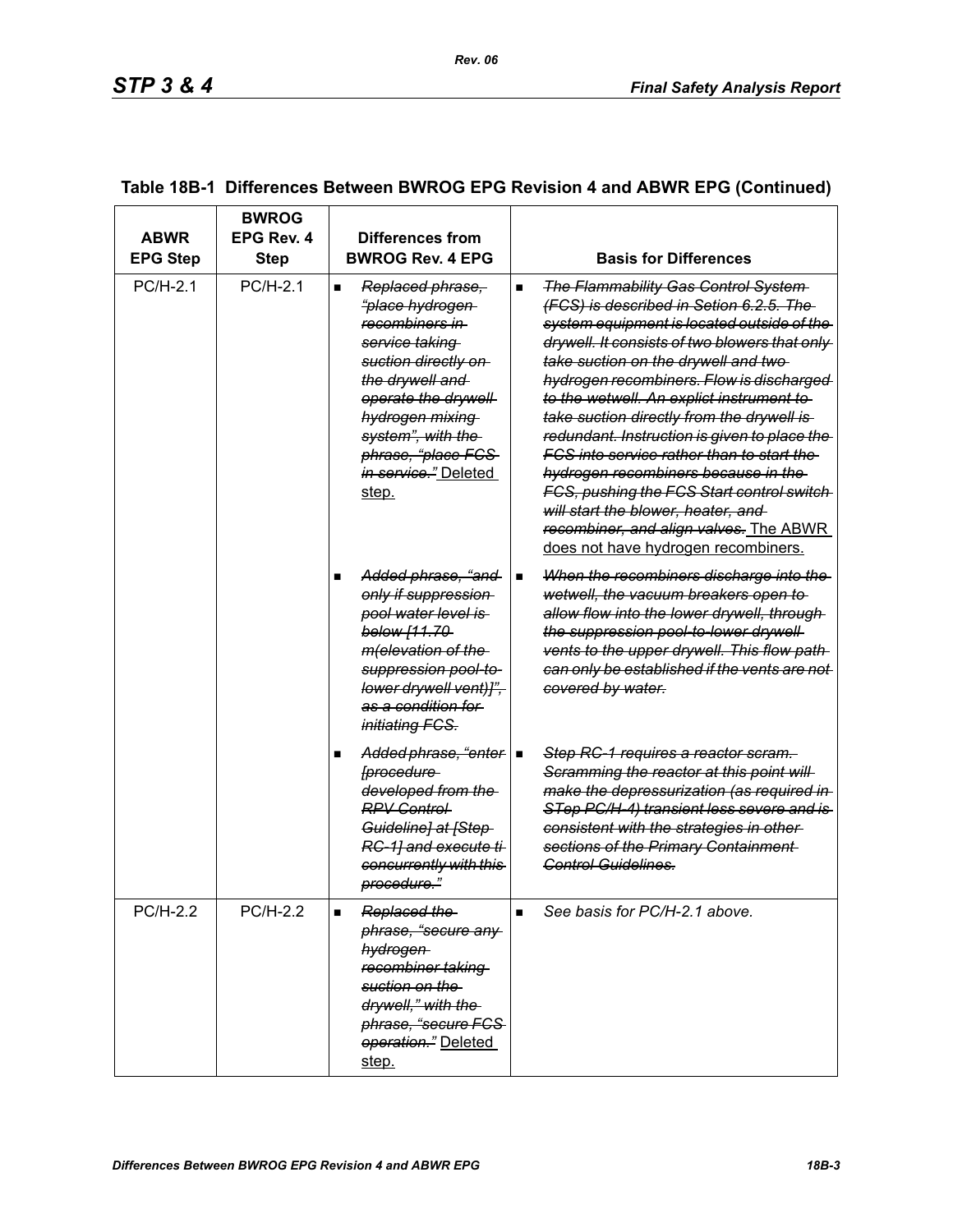## Table 18B-1 Differences Between BWROG EPG Revision 4 and ABWR EPG (Continued)

| ABWR EPG Step | BWROG EPG Rev. 4 Step | Differences from BWROG Rev. 4 EPG | Basis for Differences |
|---|---|---|---|
| PC/H-2.1 | PC/H-2.1 | ▪ ~~*Replaced phrase, "place hydrogen recombiners in service taking suction directly on the drywell and operate the drywell hydrogen mixing system", with the phrase, "place FCS in service."*~~ <u>Deleted step.</u> | ▪ ~~*The Flammability Gas Control System (FCS) is described in Setion 6.2.5. The system equipment is located outside of the drywell. It consists of two blowers that only take suction on the drywell and two hydrogen recombiners. Flow is discharged to the wetwell. An explict instrument to take suction directly from the drywell is redundant. Instruction is given to place the FCS into service rather than to start the hydrogen recombiners because in the FCS, pushing the FCS Start control switch will start the blower, heater, and recombiner, and align valves.*~~ <u>The ABWR does not have hydrogen recombiners.</u> |
| | | ▪ ~~*Added phrase, "and only if suppression pool water level is below [11.70 m(elevation of the suppression pool-to-lower drywell vent)]", as a condition for initiating FCS.*~~ | ▪ ~~*When the recombiners discharge into the wetwell, the vacuum breakers open to allow flow into the lower drywell, through the suppression pool-to-lower drywell vents to the upper drywell. This flow path can only be established if the vents are not covered by water.*~~ |
| | | ▪ ~~*Added phrase, "enter [procedure developed from the RPV Control Guideline] at [Step RC-1] and execute ti concurrently with this procedure."*~~ | ▪ ~~*Step RC-1 requires a reactor scram. Scramming the reactor at this point will make the depressurization (as required in STep PC/H-4) transient less severe and is consistent with the strategies in other sections of the Primary Containment Control Guidelines.*~~ |
| PC/H-2.2 | PC/H-2.2 | ▪ ~~*Replaced the phrase, "secure any hydrogen recombiner taking suction on the drywell," with the phrase, "secure FCS operation."*~~ <u>Deleted step.</u> | ▪ *See basis for PC/H-2.1 above.* |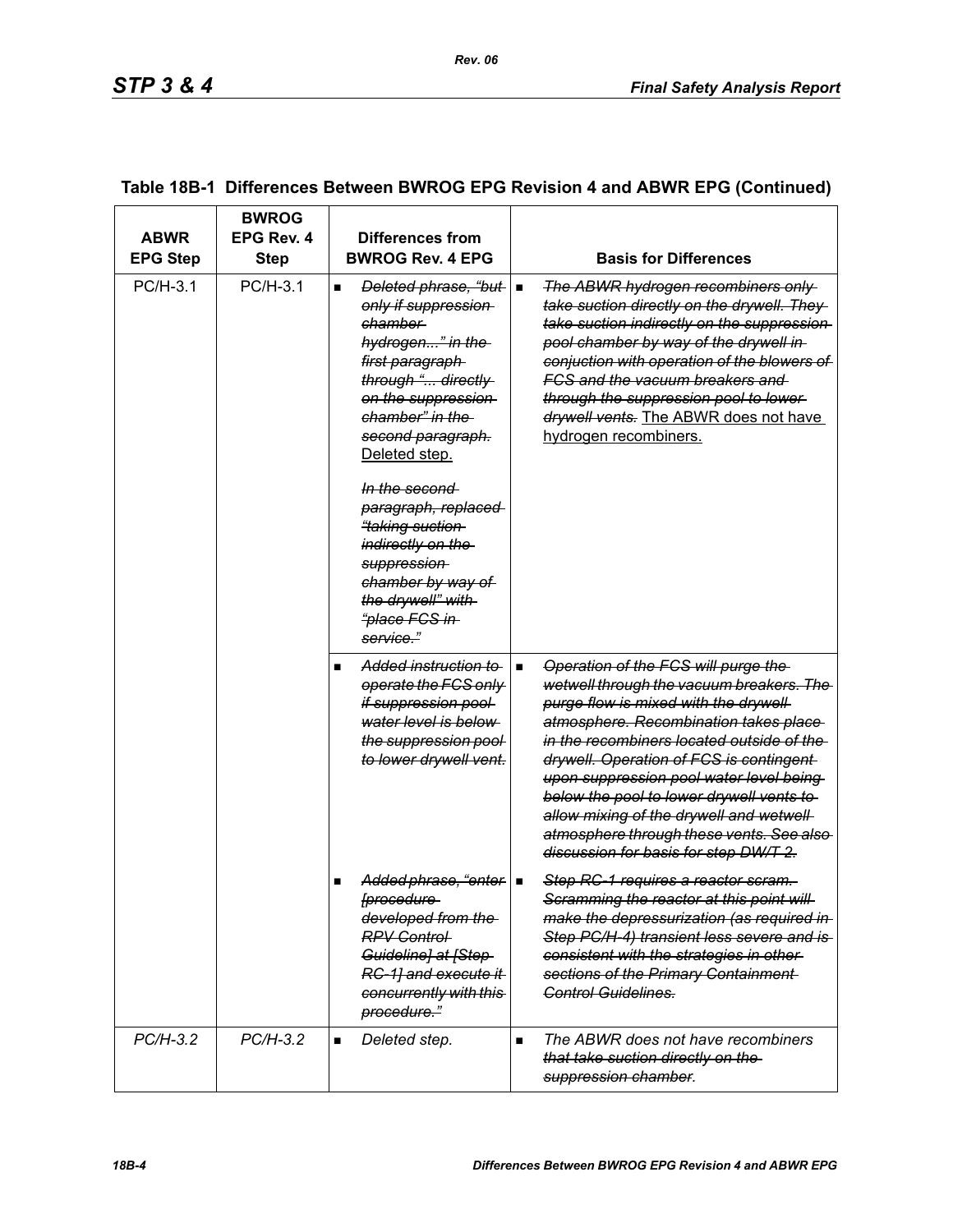## Table 18B-1 Differences Between BWROG EPG Revision 4 and ABWR EPG (Continued)

| ABWR EPG Step | BWROG EPG Rev. 4 Step | Differences from BWROG Rev. 4 EPG | Basis for Differences |
|---|---|---|---|
| PC/H-3.1 | PC/H-3.1 | ■ ~~*Deleted phrase, "but only if suppression chamber hydrogen..." in the first paragraph through "... directly on the suppression chamber" in the second paragraph.*~~ Deleted step.<br><br>~~*In the second paragraph, replaced "taking suction indirectly on the suppression chamber by way of the drywell" with "place FCS in service."*~~ | ■ ~~*The ABWR hydrogen recombiners only take suction directly on the drywell. They take suction indirectly on the suppression pool chamber by way of the drywell in conjuction with operation of the blowers of FCS and the vacuum breakers and through the suppression pool to lower drywell vents.*~~ The ABWR does not have hydrogen recombiners. |
| | | ■ ~~*Added instruction to operate the FCS only if suppression pool water level is below the suppression pool to lower drywell vent.*~~ | ■ ~~*Operation of the FCS will purge the wetwell through the vacuum breakers. The purge flow is mixed with the drywell atmosphere. Recombination takes place in the recombiners located outside of the drywell. Operation of FCS is contingent upon suppression pool water level being below the pool to lower drywell vents to allow mixing of the drywell and wetwell atmosphere through these vents. See also discussion for basis for step DW/T-2.*~~ |
| | | ■ ~~*Added phrase, "enter [procedure developed from the RPV Control Guideline] at [Step RC-1] and execute it concurrently with this procedure."*~~ | ■ ~~*Step RC-1 requires a reactor scram. Scramming the reactor at this point will make the depressurization (as required in Step PC/H-4) transient less severe and is consistent with the strategies in other sections of the Primary Containment Control Guidelines.*~~ |
| *PC/H-3.2* | *PC/H-3.2* | ■ *Deleted step.* | ■ *The ABWR does not have recombiners* ~~*that take suction directly on the suppression chamber*~~. |